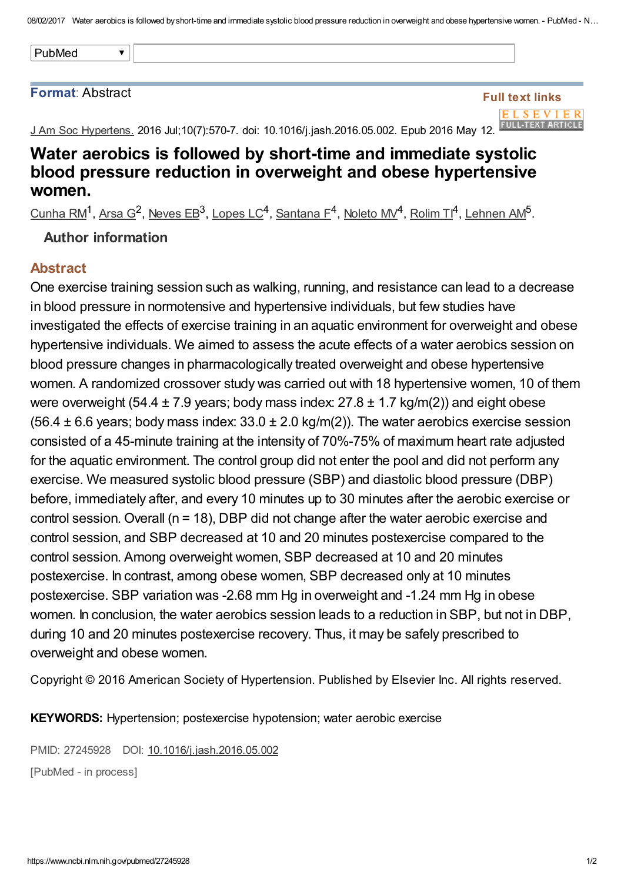**Format**: Abstract

Full text links

J Am Soc Hypertens. 2016 Jul;10(7):570-7. doi: 10.1016/j.jash.2016.05.002. Epub 2016 May 12.

# Water aerobics is followed by short-time and immediate systolic blood pressure reduction in overweight and obese hypertensive women.

Cunha RM[1], Arsa G[2], Neves EB[3], Lopes LC[4], Santana F[4], Noleto MV[4], Rolim TI[4], Lehnen AM[5].

**Author information**

## Abstract

One exercise training session such as walking, running, and resistance can lead to a decrease in blood pressure in normotensive and hypertensive individuals, but few studies have investigated the effects of exercise training in an aquatic environment for overweight and obese hypertensive individuals. We aimed to assess the acute effects of a water aerobics session on blood pressure changes in pharmacologically treated overweight and obese hypertensive women. A randomized crossover study was carried out with 18 hypertensive women, 10 of them were overweight (54.4 ± 7.9 years; body mass index: 27.8 ± 1.7 kg/m(2)) and eight obese (56.4 ± 6.6 years; body mass index: 33.0 ± 2.0 kg/m(2)). The water aerobics exercise session consisted of a 45-minute training at the intensity of 70%-75% of maximum heart rate adjusted for the aquatic environment. The control group did not enter the pool and did not perform any exercise. We measured systolic blood pressure (SBP) and diastolic blood pressure (DBP) before, immediately after, and every 10 minutes up to 30 minutes after the aerobic exercise or control session. Overall (n = 18), DBP did not change after the water aerobic exercise and control session, and SBP decreased at 10 and 20 minutes postexercise compared to the control session. Among overweight women, SBP decreased at 10 and 20 minutes postexercise. In contrast, among obese women, SBP decreased only at 10 minutes postexercise. SBP variation was -2.68 mm Hg in overweight and -1.24 mm Hg in obese women. In conclusion, the water aerobics session leads to a reduction in SBP, but not in DBP, during 10 and 20 minutes postexercise recovery. Thus, it may be safely prescribed to overweight and obese women.

Copyright © 2016 American Society of Hypertension. Published by Elsevier Inc. All rights reserved.

**KEYWORDS:** Hypertension; postexercise hypotension; water aerobic exercise

PMID: 27245928 DOI: 10.1016/j.jash.2016.05.002

[PubMed - in process]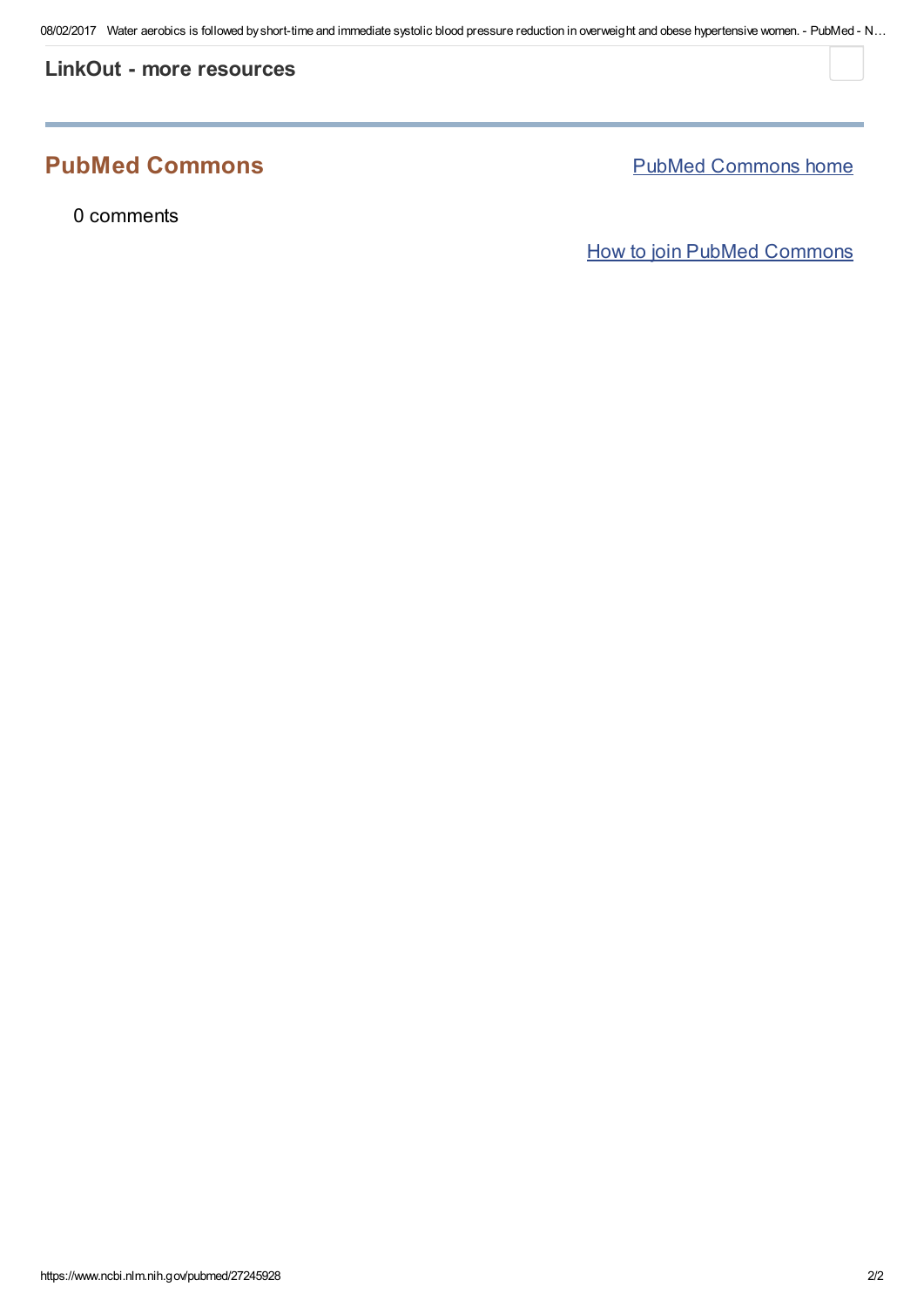## LinkOut - more resources

## PubMed Commons

PubMed Commons home

0 comments

How to join PubMed Commons